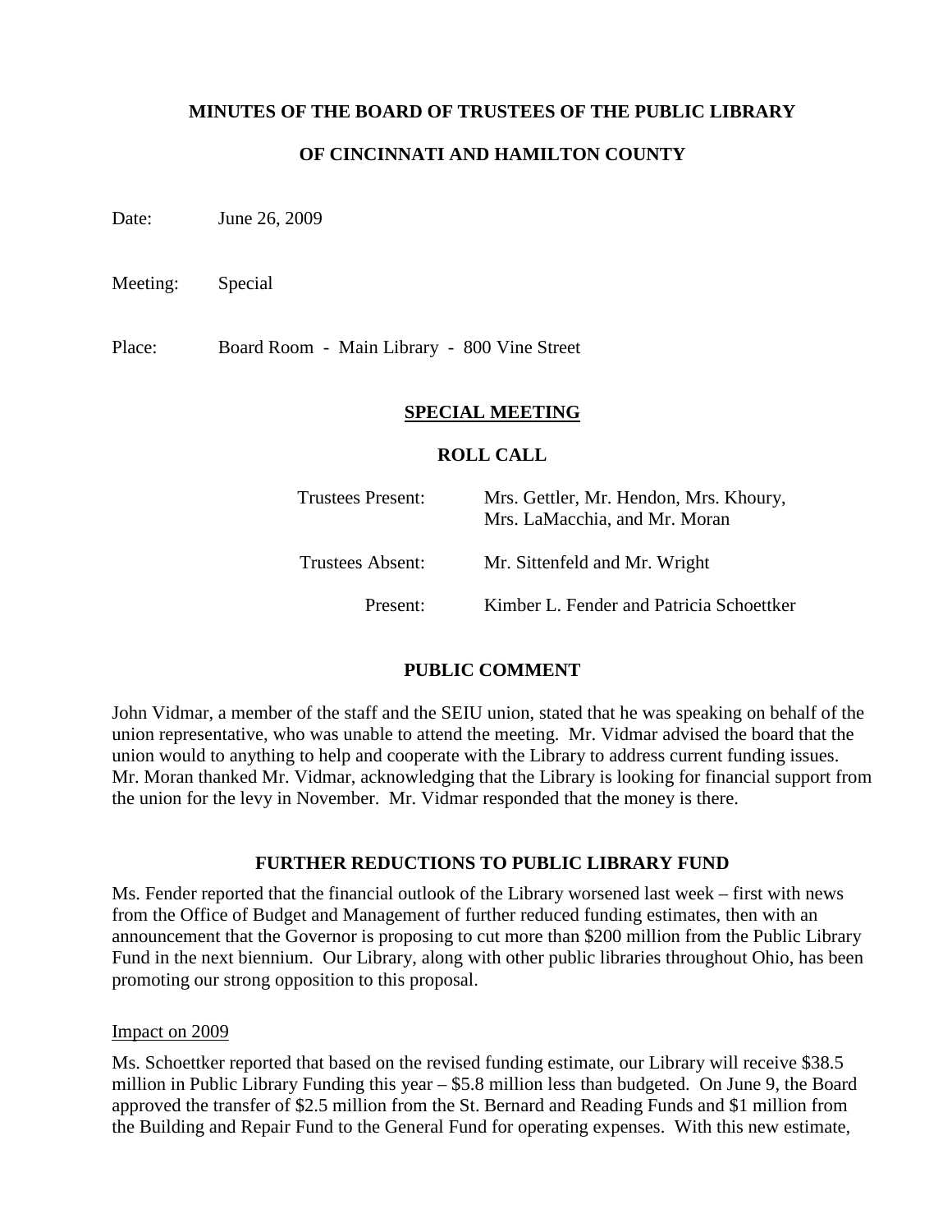**MINUTES OF THE BOARD OF TRUSTEES OF THE PUBLIC LIBRARY**

**OF CINCINNATI AND HAMILTON COUNTY**

Date: June 26, 2009

Meeting: Special

Place: Board Room - Main Library - 800 Vine Street

## SPECIAL MEETING

### ROLL CALL

| | |
|---|---|
| Trustees Present: | Mrs. Gettler, Mr. Hendon, Mrs. Khoury, Mrs. LaMacchia, and Mr. Moran |
| Trustees Absent: | Mr. Sittenfeld and Mr. Wright |
| Present: | Kimber L. Fender and Patricia Schoettker |

### PUBLIC COMMENT

John Vidmar, a member of the staff and the SEIU union, stated that he was speaking on behalf of the union representative, who was unable to attend the meeting. Mr. Vidmar advised the board that the union would to anything to help and cooperate with the Library to address current funding issues. Mr. Moran thanked Mr. Vidmar, acknowledging that the Library is looking for financial support from the union for the levy in November. Mr. Vidmar responded that the money is there.

### FURTHER REDUCTIONS TO PUBLIC LIBRARY FUND

Ms. Fender reported that the financial outlook of the Library worsened last week – first with news from the Office of Budget and Management of further reduced funding estimates, then with an announcement that the Governor is proposing to cut more than $200 million from the Public Library Fund in the next biennium. Our Library, along with other public libraries throughout Ohio, has been promoting our strong opposition to this proposal.

Impact on 2009

Ms. Schoettker reported that based on the revised funding estimate, our Library will receive $38.5 million in Public Library Funding this year – $5.8 million less than budgeted. On June 9, the Board approved the transfer of $2.5 million from the St. Bernard and Reading Funds and $1 million from the Building and Repair Fund to the General Fund for operating expenses. With this new estimate,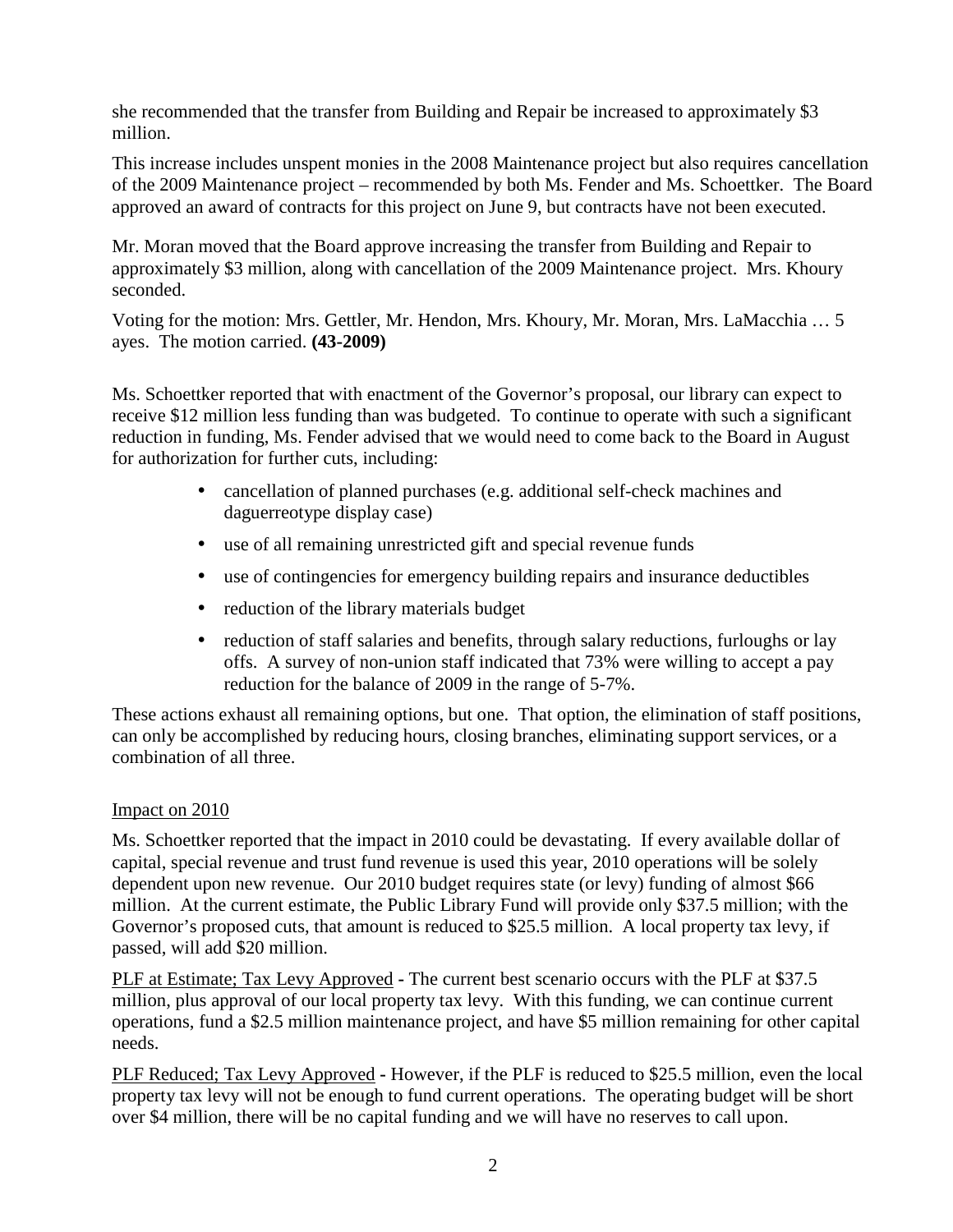she recommended that the transfer from Building and Repair be increased to approximately $3 million.

This increase includes unspent monies in the 2008 Maintenance project but also requires cancellation of the 2009 Maintenance project – recommended by both Ms. Fender and Ms. Schoettker. The Board approved an award of contracts for this project on June 9, but contracts have not been executed.

Mr. Moran moved that the Board approve increasing the transfer from Building and Repair to approximately $3 million, along with cancellation of the 2009 Maintenance project. Mrs. Khoury seconded.

Voting for the motion: Mrs. Gettler, Mr. Hendon, Mrs. Khoury, Mr. Moran, Mrs. LaMacchia … 5 ayes. The motion carried. **(43-2009)**

Ms. Schoettker reported that with enactment of the Governor's proposal, our library can expect to receive $12 million less funding than was budgeted. To continue to operate with such a significant reduction in funding, Ms. Fender advised that we would need to come back to the Board in August for authorization for further cuts, including:

- cancellation of planned purchases (e.g. additional self-check machines and daguerreotype display case)
- use of all remaining unrestricted gift and special revenue funds
- use of contingencies for emergency building repairs and insurance deductibles
- reduction of the library materials budget
- reduction of staff salaries and benefits, through salary reductions, furloughs or lay offs. A survey of non-union staff indicated that 73% were willing to accept a pay reduction for the balance of 2009 in the range of 5-7%.

These actions exhaust all remaining options, but one. That option, the elimination of staff positions, can only be accomplished by reducing hours, closing branches, eliminating support services, or a combination of all three.

Impact on 2010

Ms. Schoettker reported that the impact in 2010 could be devastating. If every available dollar of capital, special revenue and trust fund revenue is used this year, 2010 operations will be solely dependent upon new revenue. Our 2010 budget requires state (or levy) funding of almost $66 million. At the current estimate, the Public Library Fund will provide only $37.5 million; with the Governor's proposed cuts, that amount is reduced to $25.5 million. A local property tax levy, if passed, will add $20 million.

PLF at Estimate; Tax Levy Approved **-** The current best scenario occurs with the PLF at $37.5 million, plus approval of our local property tax levy. With this funding, we can continue current operations, fund a $2.5 million maintenance project, and have $5 million remaining for other capital needs.

PLF Reduced; Tax Levy Approved **-** However, if the PLF is reduced to $25.5 million, even the local property tax levy will not be enough to fund current operations. The operating budget will be short over $4 million, there will be no capital funding and we will have no reserves to call upon.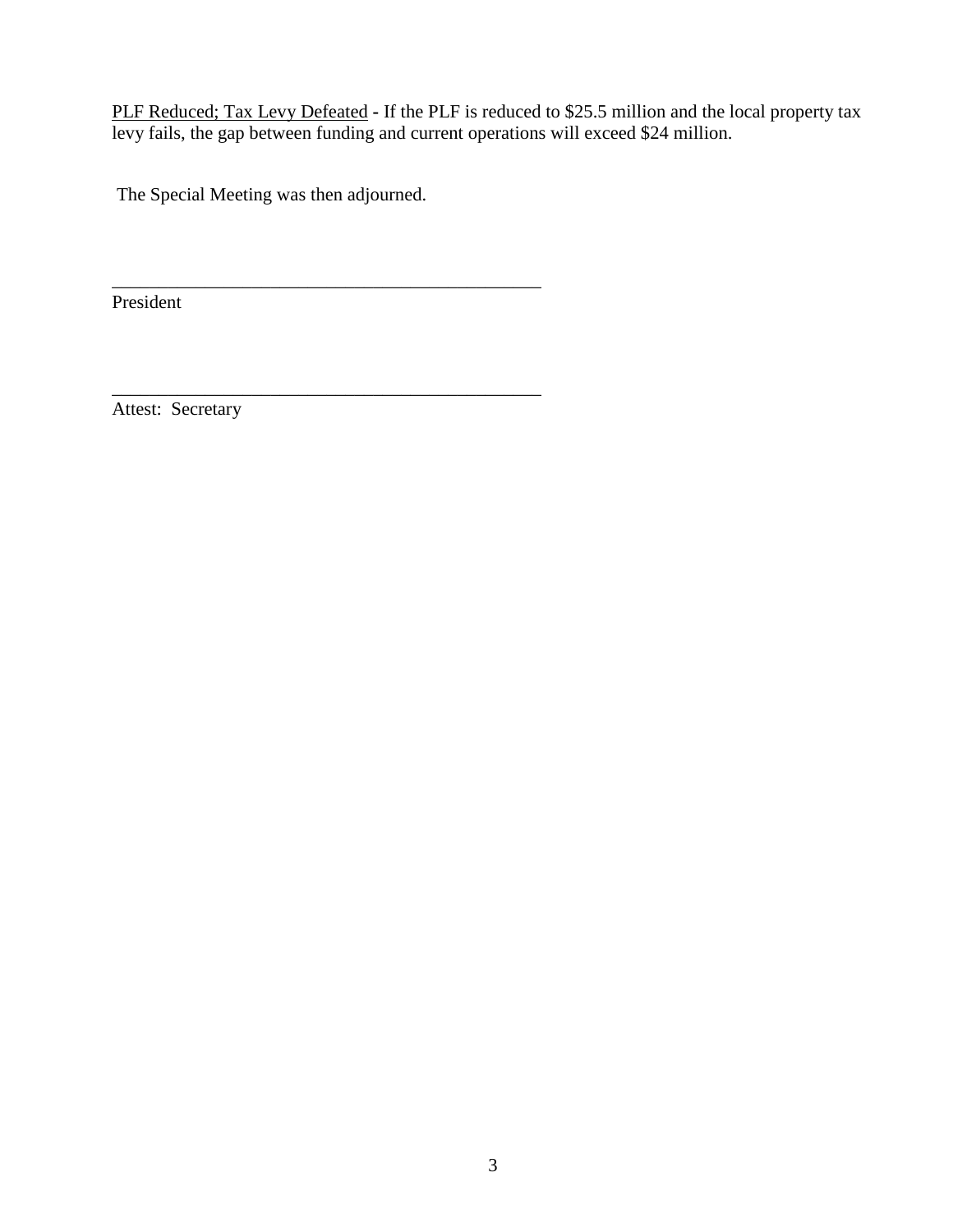<u>PLF Reduced; Tax Levy Defeated</u> - If the PLF is reduced to $25.5 million and the local property tax levy fails, the gap between funding and current operations will exceed $24 million.

The Special Meeting was then adjourned.

\_\_\_\_\_\_\_\_\_\_\_\_\_\_\_\_\_\_\_\_\_\_\_\_\_\_\_\_\_\_\_\_\_\_\_\_\_\_\_\_\_\_\_\_\_\_

President

\_\_\_\_\_\_\_\_\_\_\_\_\_\_\_\_\_\_\_\_\_\_\_\_\_\_\_\_\_\_\_\_\_\_\_\_\_\_\_\_\_\_\_\_\_\_

Attest: Secretary